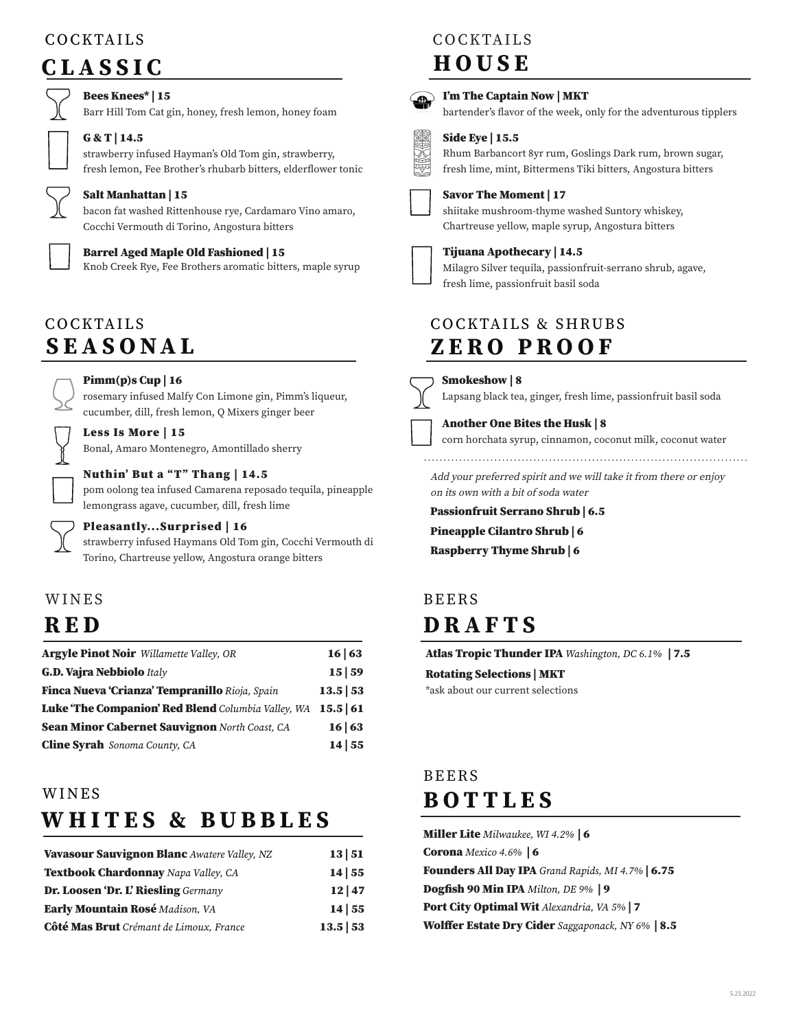# COCKTAILS
## CLASSIC

**Bees Knees* | 15**
Barr Hill Tom Cat gin, honey, fresh lemon, honey foam

**G & T | 14.5**
strawberry infused Hayman's Old Tom gin, strawberry, fresh lemon, Fee Brother's rhubarb bitters, elderflower tonic

**Salt Manhattan | 15**
bacon fat washed Rittenhouse rye, Cardamaro Vino amaro, Cocchi Vermouth di Torino, Angostura bitters

**Barrel Aged Maple Old Fashioned | 15**
Knob Creek Rye, Fee Brothers aromatic bitters, maple syrup

# COCKTAILS
## SEASONAL

**Pimm(p)s Cup | 16**
rosemary infused Malfy Con Limone gin, Pimm's liqueur, cucumber, dill, fresh lemon, Q Mixers ginger beer

**Less Is More | 15**
Bonal, Amaro Montenegro, Amontillado sherry

**Nuthin' But a "T" Thang | 14.5**
pom oolong tea infused Camarena reposado tequila, pineapple lemongrass agave, cucumber, dill, fresh lime

**Pleasantly...Surprised | 16**
strawberry infused Haymans Old Tom gin, Cocchi Vermouth di Torino, Chartreuse yellow, Angostura orange bitters

# WINES
## RED

| | |
|---|---|
| **Argyle Pinot Noir** *Willamette Valley, OR* | 16 \| 63 |
| **G.D. Vajra Nebbiolo** *Italy* | 15 \| 59 |
| **Finca Nueva 'Crianza' Tempranillo** *Rioja, Spain* | 13.5 \| 53 |
| **Luke 'The Companion' Red Blend** *Columbia Valley, WA* | 15.5 \| 61 |
| **Sean Minor Cabernet Sauvignon** *North Coast, CA* | 16 \| 63 |
| **Cline Syrah** *Sonoma County, CA* | 14 \| 55 |

# WINES
## WHITES & BUBBLES

| | |
|---|---|
| **Vavasour Sauvignon Blanc** *Awatere Valley, NZ* | 13 \| 51 |
| **Textbook Chardonnay** *Napa Valley, CA* | 14 \| 55 |
| **Dr. Loosen 'Dr. L' Riesling** *Germany* | 12 \| 47 |
| **Early Mountain Rosé** *Madison, VA* | 14 \| 55 |
| **Côté Mas Brut** *Crémant de Limoux, France* | 13.5 \| 53 |

# COCKTAILS
## HOUSE

**I'm The Captain Now | MKT**
bartender's flavor of the week, only for the adventurous tipplers

**Side Eye | 15.5**
Rhum Barbancort 8yr rum, Goslings Dark rum, brown sugar, fresh lime, mint, Bittermens Tiki bitters, Angostura bitters

**Savor The Moment | 17**
shiitake mushroom-thyme washed Suntory whiskey, Chartreuse yellow, maple syrup, Angostura bitters

**Tijuana Apothecary | 14.5**
Milagro Silver tequila, passionfruit-serrano shrub, agave, fresh lime, passionfruit basil soda

# COCKTAILS & SHRUBS
## ZERO PROOF

**Smokeshow | 8**
Lapsang black tea, ginger, fresh lime, passionfruit basil soda

**Another One Bites the Husk | 8**
corn horchata syrup, cinnamon, coconut milk, coconut water

*Add your preferred spirit and we will take it from there or enjoy on its own with a bit of soda water*

**Passionfruit Serrano Shrub | 6.5**

**Pineapple Cilantro Shrub | 6**

**Raspberry Thyme Shrub | 6**

# BEERS
## DRAFTS

**Atlas Tropic Thunder IPA** *Washington, DC 6.1%* **| 7.5**

**Rotating Selections | MKT**
*ask about our current selections

# BEERS
## BOTTLES

**Miller Lite** *Milwaukee, WI 4.2%* **| 6**

**Corona** *Mexico 4.6%* **| 6**

**Founders All Day IPA** *Grand Rapids, MI 4.7%* **| 6.75**

**Dogfish 90 Min IPA** *Milton, DE 9%* **| 9**

**Port City Optimal Wit** *Alexandria, VA 5%* **| 7**

**Wolffer Estate Dry Cider** *Saggaponack, NY 6%* **| 8.5**

5.23.2022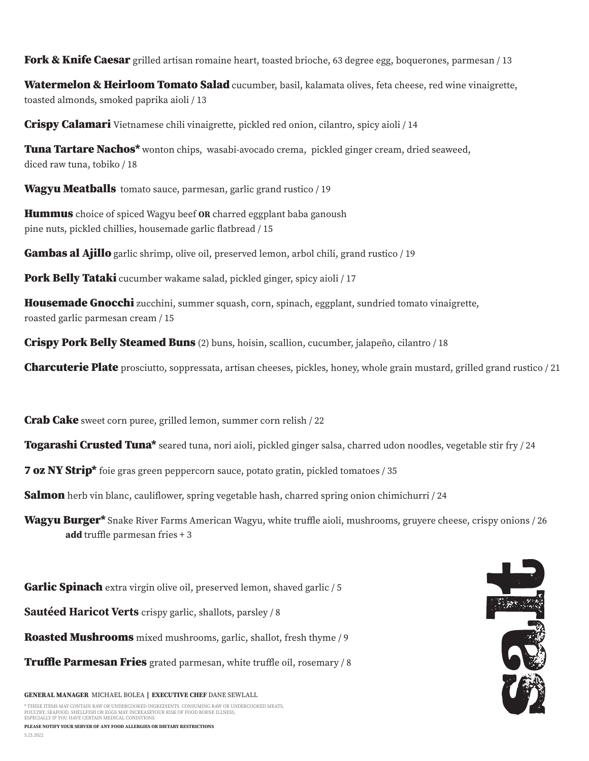**Fork & Knife Caesar** grilled artisan romaine heart, toasted brioche, 63 degree egg, boquerones, parmesan / 13

**Watermelon & Heirloom Tomato Salad** cucumber, basil, kalamata olives, feta cheese, red wine vinaigrette, toasted almonds, smoked paprika aioli / 13

**Crispy Calamari** Vietnamese chili vinaigrette, pickled red onion, cilantro, spicy aioli / 14

**Tuna Tartare Nachos*** wonton chips, wasabi-avocado crema, pickled ginger cream, dried seaweed, diced raw tuna, tobiko / 18

**Wagyu Meatballs** tomato sauce, parmesan, garlic grand rustico / 19

**Hummus** choice of spiced Wagyu beef **OR** charred eggplant baba ganoush pine nuts, pickled chillies, housemade garlic flatbread / 15

**Gambas al Ajillo** garlic shrimp, olive oil, preserved lemon, arbol chili, grand rustico / 19

**Pork Belly Tataki** cucumber wakame salad, pickled ginger, spicy aioli / 17

**Housemade Gnocchi** zucchini, summer squash, corn, spinach, eggplant, sundried tomato vinaigrette, roasted garlic parmesan cream / 15

**Crispy Pork Belly Steamed Buns** (2) buns, hoisin, scallion, cucumber, jalapeño, cilantro / 18

**Charcuterie Plate** prosciutto, soppressata, artisan cheeses, pickles, honey, whole grain mustard, grilled grand rustico / 21

**Crab Cake** sweet corn puree, grilled lemon, summer corn relish / 22

**Togarashi Crusted Tuna*** seared tuna, nori aioli, pickled ginger salsa, charred udon noodles, vegetable stir fry / 24

**7 oz NY Strip*** foie gras green peppercorn sauce, potato gratin, pickled tomatoes / 35

**Salmon** herb vin blanc, cauliflower, spring vegetable hash, charred spring onion chimichurri / 24

**Wagyu Burger*** Snake River Farms American Wagyu, white truffle aioli, mushrooms, gruyere cheese, crispy onions / 26
**add** truffle parmesan fries + 3

**Garlic Spinach** extra virgin olive oil, preserved lemon, shaved garlic / 5

**Sautéed Haricot Verts** crispy garlic, shallots, parsley / 8

**Roasted Mushrooms** mixed mushrooms, garlic, shallot, fresh thyme / 9

**Truffle Parmesan Fries** grated parmesan, white truffle oil, rosemary / 8

salt

**GENERAL MANAGER** MICHAEL BOLEA | **EXECUTIVE CHEF** DANE SEWLALL

* THESE ITEMS MAY CONTAIN RAW OR UNDERCOOKED INGREDIENTS. CONSUMING RAW OR UNDERCOOKED MEATS, POULTRY, SEAFOOD, SHELLFISH OR EGGS MAY INCREASEYOUR RISK OF FOOD BORNE ILLNESS, ESPECIALLY IF YOU HAVE CERTAIN MEDICAL CONDITIONS.

**PLEASE NOTIFY YOUR SERVER OF ANY FOOD ALLERGIES OR DIETARY RESTRICTIONS**

5.23.2022